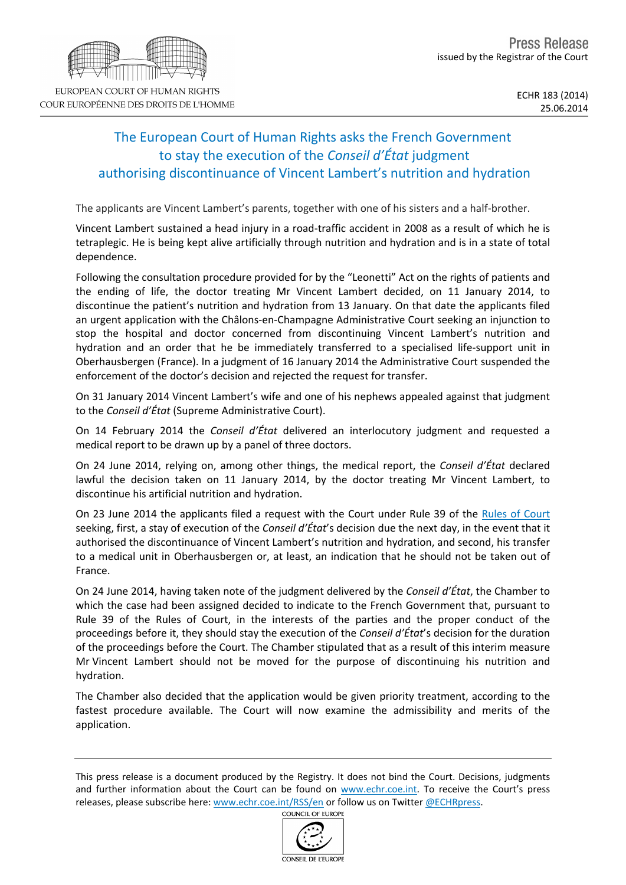EUROPEAN COURT OF HUMAN RIGHTS
COUR EUROPÉENNE DES DROITS DE L'HOMME

Press Release
issued by the Registrar of the Court

ECHR 183 (2014)
25.06.2014

# The European Court of Human Rights asks the French Government to stay the execution of the *Conseil d'État* judgment authorising discontinuance of Vincent Lambert's nutrition and hydration

The applicants are Vincent Lambert's parents, together with one of his sisters and a half-brother.

Vincent Lambert sustained a head injury in a road-traffic accident in 2008 as a result of which he is tetraplegic. He is being kept alive artificially through nutrition and hydration and is in a state of total dependence.

Following the consultation procedure provided for by the "Leonetti" Act on the rights of patients and the ending of life, the doctor treating Mr Vincent Lambert decided, on 11 January 2014, to discontinue the patient's nutrition and hydration from 13 January. On that date the applicants filed an urgent application with the Châlons-en-Champagne Administrative Court seeking an injunction to stop the hospital and doctor concerned from discontinuing Vincent Lambert's nutrition and hydration and an order that he be immediately transferred to a specialised life-support unit in Oberhausbergen (France). In a judgment of 16 January 2014 the Administrative Court suspended the enforcement of the doctor's decision and rejected the request for transfer.

On 31 January 2014 Vincent Lambert's wife and one of his nephews appealed against that judgment to the *Conseil d'État* (Supreme Administrative Court).

On 14 February 2014 the *Conseil d'État* delivered an interlocutory judgment and requested a medical report to be drawn up by a panel of three doctors.

On 24 June 2014, relying on, among other things, the medical report, the *Conseil d'État* declared lawful the decision taken on 11 January 2014, by the doctor treating Mr Vincent Lambert, to discontinue his artificial nutrition and hydration.

On 23 June 2014 the applicants filed a request with the Court under Rule 39 of the Rules of Court seeking, first, a stay of execution of the *Conseil d'État*'s decision due the next day, in the event that it authorised the discontinuance of Vincent Lambert's nutrition and hydration, and second, his transfer to a medical unit in Oberhausbergen or, at least, an indication that he should not be taken out of France.

On 24 June 2014, having taken note of the judgment delivered by the *Conseil d'État*, the Chamber to which the case had been assigned decided to indicate to the French Government that, pursuant to Rule 39 of the Rules of Court, in the interests of the parties and the proper conduct of the proceedings before it, they should stay the execution of the *Conseil d'État*'s decision for the duration of the proceedings before the Court. The Chamber stipulated that as a result of this interim measure Mr Vincent Lambert should not be moved for the purpose of discontinuing his nutrition and hydration.

The Chamber also decided that the application would be given priority treatment, according to the fastest procedure available. The Court will now examine the admissibility and merits of the application.

---

This press release is a document produced by the Registry. It does not bind the Court. Decisions, judgments and further information about the Court can be found on www.echr.coe.int. To receive the Court's press releases, please subscribe here: www.echr.coe.int/RSS/en or follow us on Twitter @ECHRpress.

COUNCIL OF EUROPE
CONSEIL DE L'EUROPE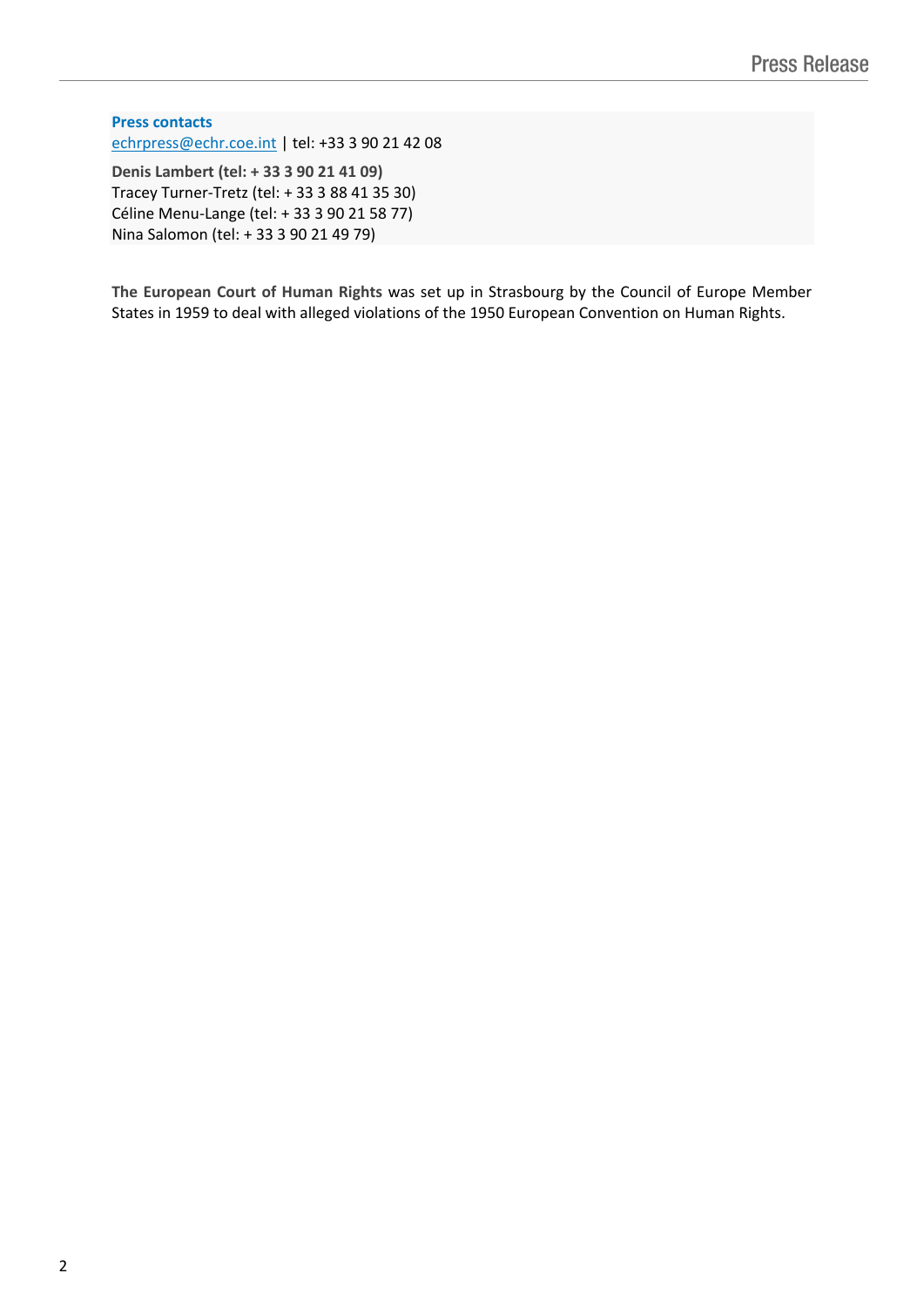**Press contacts**
echrpress@echr.coe.int | tel: +33 3 90 21 42 08

**Denis Lambert (tel: + 33 3 90 21 41 09)**
Tracey Turner-Tretz (tel: + 33 3 88 41 35 30)
Céline Menu-Lange (tel: + 33 3 90 21 58 77)
Nina Salomon (tel: + 33 3 90 21 49 79)

**The European Court of Human Rights** was set up in Strasbourg by the Council of Europe Member States in 1959 to deal with alleged violations of the 1950 European Convention on Human Rights.